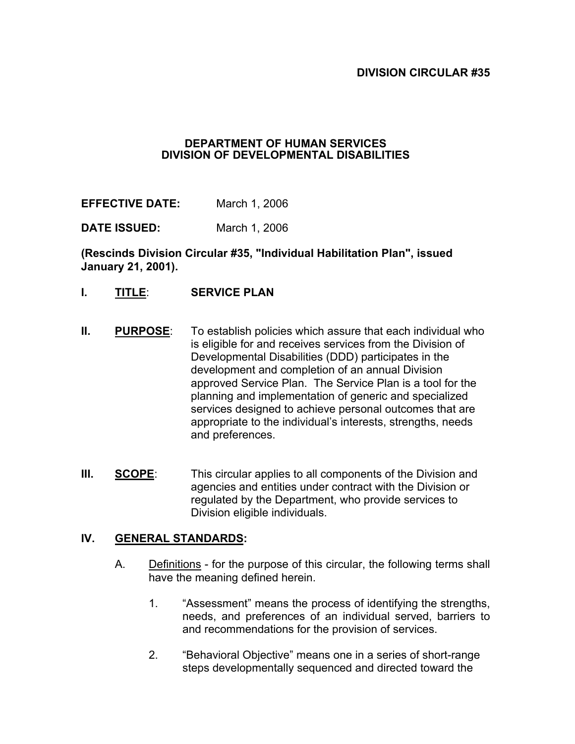**DIVISION CIRCULAR #35**

**DEPARTMENT OF HUMAN SERVICES**
**DIVISION OF DEVELOPMENTAL DISABILITIES**

**EFFECTIVE DATE:** March 1, 2006

**DATE ISSUED:** March 1, 2006

**(Rescinds Division Circular #35, "Individual Habilitation Plan", issued January 21, 2001).**

## I. <u>TITLE</u>: SERVICE PLAN

**II. <u>PURPOSE</u>:** To establish policies which assure that each individual who is eligible for and receives services from the Division of Developmental Disabilities (DDD) participates in the development and completion of an annual Division approved Service Plan. The Service Plan is a tool for the planning and implementation of generic and specialized services designed to achieve personal outcomes that are appropriate to the individual's interests, strengths, needs and preferences.

**III. <u>SCOPE</u>:** This circular applies to all components of the Division and agencies and entities under contract with the Division or regulated by the Department, who provide services to Division eligible individuals.

## IV. <u>GENERAL STANDARDS</u>:

A. <u>Definitions</u> - for the purpose of this circular, the following terms shall have the meaning defined herein.

1. "Assessment" means the process of identifying the strengths, needs, and preferences of an individual served, barriers to and recommendations for the provision of services.

2. "Behavioral Objective" means one in a series of short-range steps developmentally sequenced and directed toward the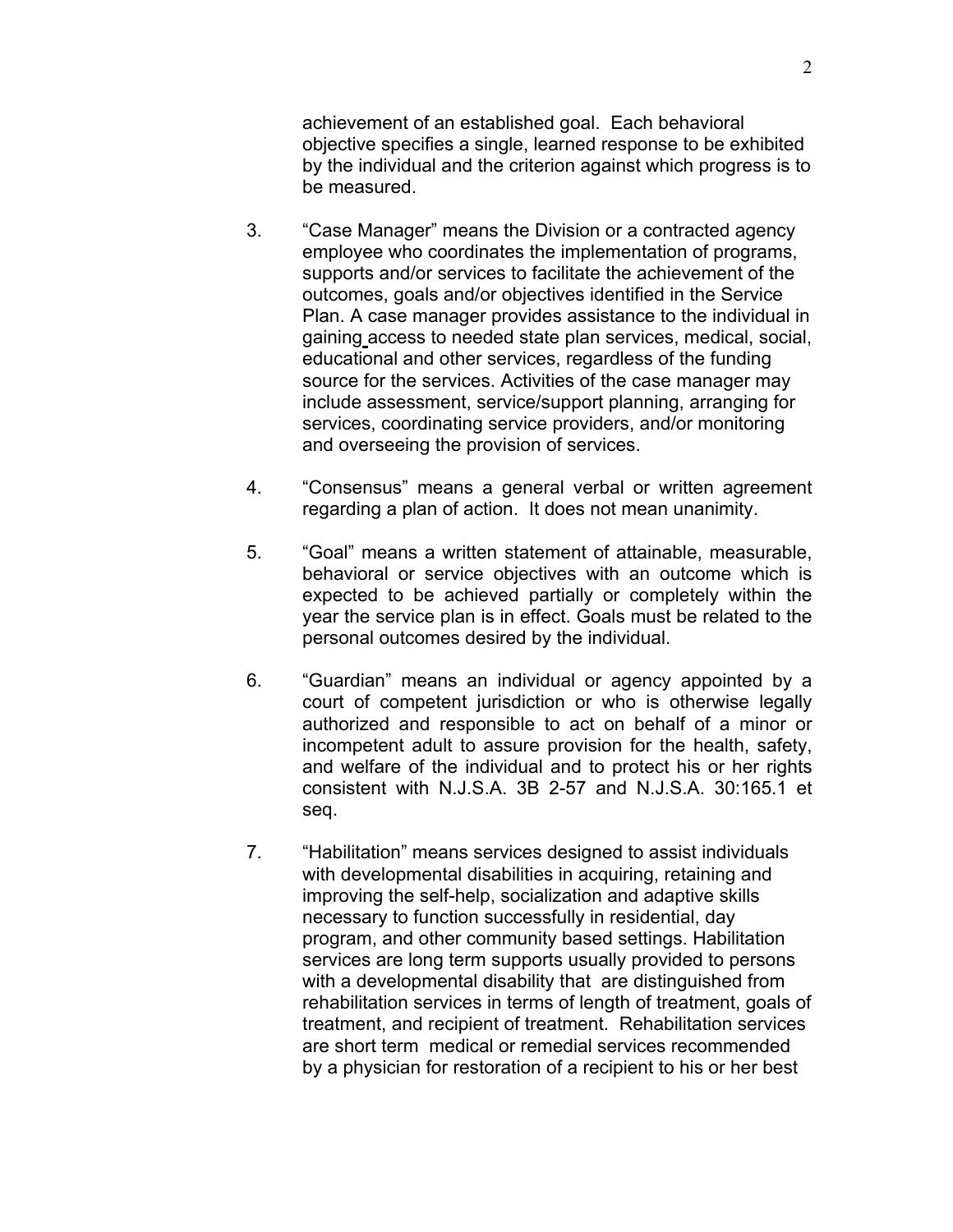achievement of an established goal. Each behavioral objective specifies a single, learned response to be exhibited by the individual and the criterion against which progress is to be measured.

3. "Case Manager" means the Division or a contracted agency employee who coordinates the implementation of programs, supports and/or services to facilitate the achievement of the outcomes, goals and/or objectives identified in the Service Plan. A case manager provides assistance to the individual in gaining access to needed state plan services, medical, social, educational and other services, regardless of the funding source for the services. Activities of the case manager may include assessment, service/support planning, arranging for services, coordinating service providers, and/or monitoring and overseeing the provision of services.

4. "Consensus" means a general verbal or written agreement regarding a plan of action. It does not mean unanimity.

5. "Goal" means a written statement of attainable, measurable, behavioral or service objectives with an outcome which is expected to be achieved partially or completely within the year the service plan is in effect. Goals must be related to the personal outcomes desired by the individual.

6. "Guardian" means an individual or agency appointed by a court of competent jurisdiction or who is otherwise legally authorized and responsible to act on behalf of a minor or incompetent adult to assure provision for the health, safety, and welfare of the individual and to protect his or her rights consistent with N.J.S.A. 3B 2-57 and N.J.S.A. 30:165.1 et seq.

7. "Habilitation" means services designed to assist individuals with developmental disabilities in acquiring, retaining and improving the self-help, socialization and adaptive skills necessary to function successfully in residential, day program, and other community based settings. Habilitation services are long term supports usually provided to persons with a developmental disability that are distinguished from rehabilitation services in terms of length of treatment, goals of treatment, and recipient of treatment. Rehabilitation services are short term medical or remedial services recommended by a physician for restoration of a recipient to his or her best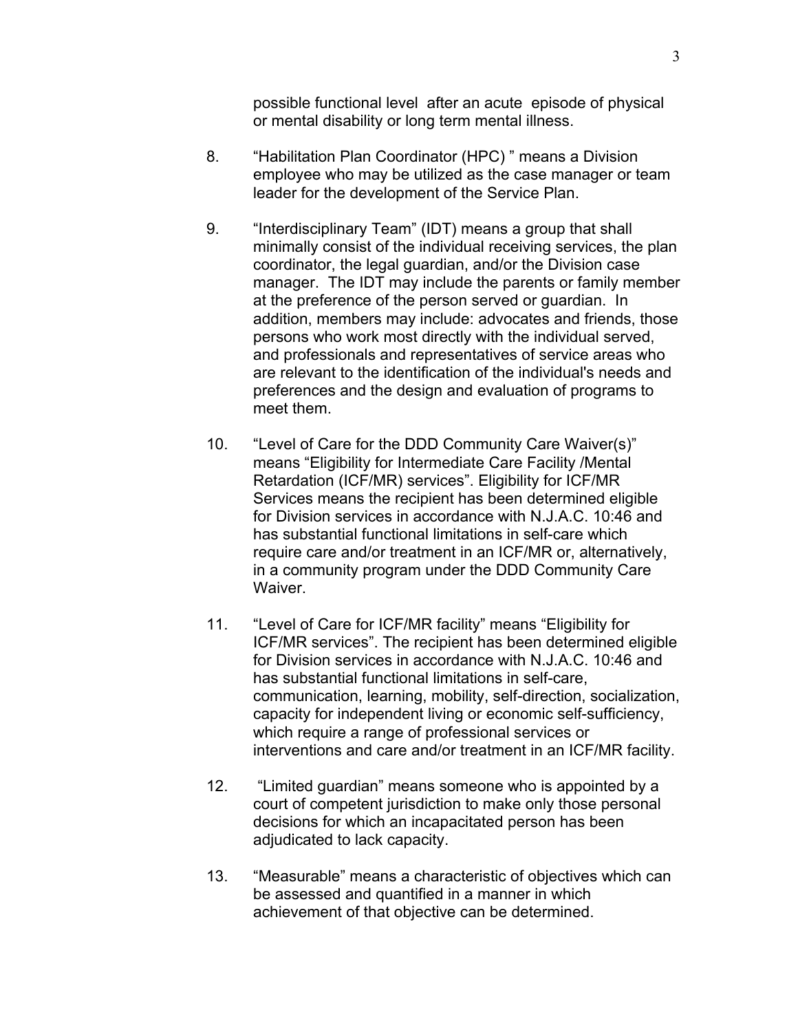possible functional level after an acute episode of physical or mental disability or long term mental illness.

8. "Habilitation Plan Coordinator (HPC)" means a Division employee who may be utilized as the case manager or team leader for the development of the Service Plan.

9. "Interdisciplinary Team" (IDT) means a group that shall minimally consist of the individual receiving services, the plan coordinator, the legal guardian, and/or the Division case manager. The IDT may include the parents or family member at the preference of the person served or guardian. In addition, members may include: advocates and friends, those persons who work most directly with the individual served, and professionals and representatives of service areas who are relevant to the identification of the individual's needs and preferences and the design and evaluation of programs to meet them.

10. "Level of Care for the DDD Community Care Waiver(s)" means "Eligibility for Intermediate Care Facility /Mental Retardation (ICF/MR) services". Eligibility for ICF/MR Services means the recipient has been determined eligible for Division services in accordance with N.J.A.C. 10:46 and has substantial functional limitations in self-care which require care and/or treatment in an ICF/MR or, alternatively, in a community program under the DDD Community Care Waiver.

11. "Level of Care for ICF/MR facility" means "Eligibility for ICF/MR services". The recipient has been determined eligible for Division services in accordance with N.J.A.C. 10:46 and has substantial functional limitations in self-care, communication, learning, mobility, self-direction, socialization, capacity for independent living or economic self-sufficiency, which require a range of professional services or interventions and care and/or treatment in an ICF/MR facility.

12. "Limited guardian" means someone who is appointed by a court of competent jurisdiction to make only those personal decisions for which an incapacitated person has been adjudicated to lack capacity.

13. "Measurable" means a characteristic of objectives which can be assessed and quantified in a manner in which achievement of that objective can be determined.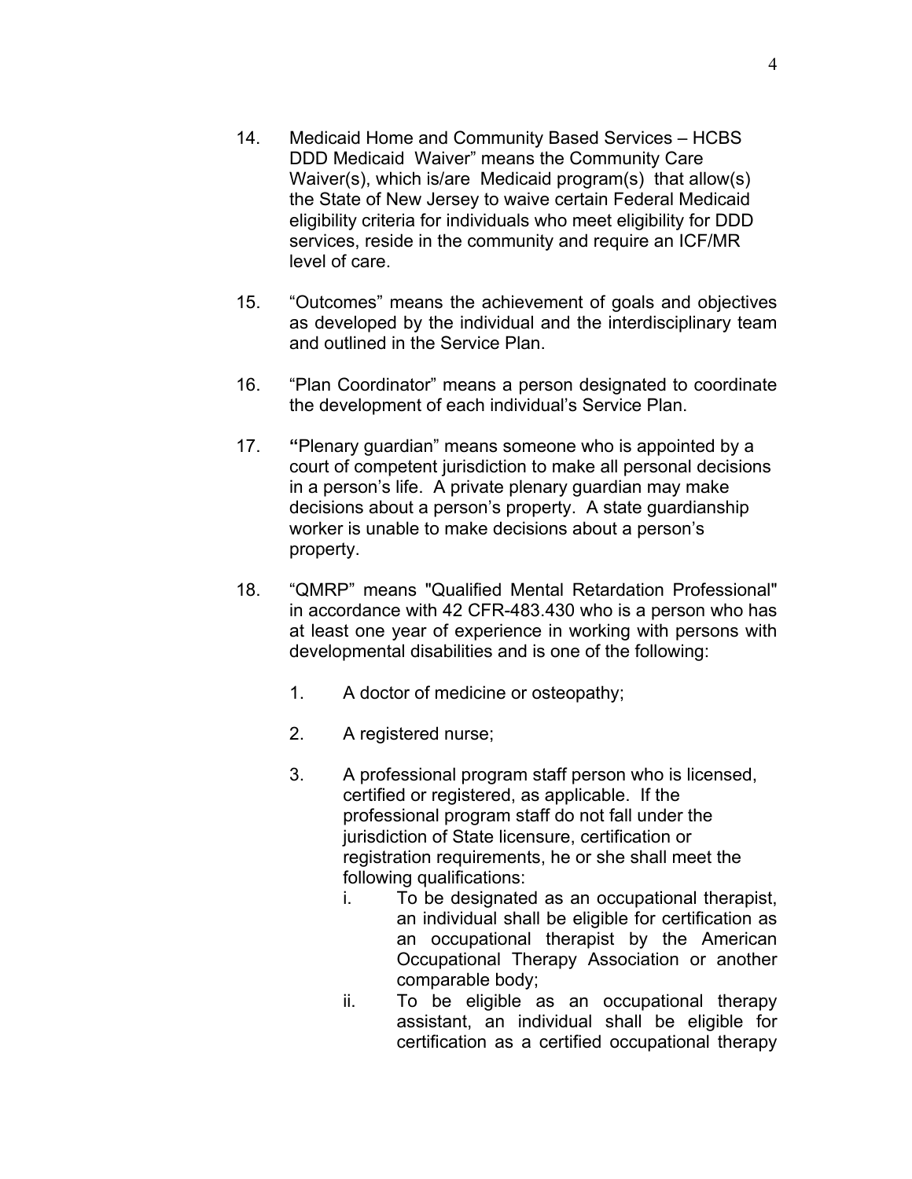14. Medicaid Home and Community Based Services – HCBS DDD Medicaid Waiver" means the Community Care Waiver(s), which is/are Medicaid program(s) that allow(s) the State of New Jersey to waive certain Federal Medicaid eligibility criteria for individuals who meet eligibility for DDD services, reside in the community and require an ICF/MR level of care.

15. "Outcomes" means the achievement of goals and objectives as developed by the individual and the interdisciplinary team and outlined in the Service Plan.

16. "Plan Coordinator" means a person designated to coordinate the development of each individual's Service Plan.

17. **"**Plenary guardian" means someone who is appointed by a court of competent jurisdiction to make all personal decisions in a person's life. A private plenary guardian may make decisions about a person's property. A state guardianship worker is unable to make decisions about a person's property.

18. "QMRP" means "Qualified Mental Retardation Professional" in accordance with 42 CFR-483.430 who is a person who has at least one year of experience in working with persons with developmental disabilities and is one of the following:

    1. A doctor of medicine or osteopathy;

    2. A registered nurse;

    3. A professional program staff person who is licensed, certified or registered, as applicable. If the professional program staff do not fall under the jurisdiction of State licensure, certification or registration requirements, he or she shall meet the following qualifications:
        - i. To be designated as an occupational therapist, an individual shall be eligible for certification as an occupational therapist by the American Occupational Therapy Association or another comparable body;
        - ii. To be eligible as an occupational therapy assistant, an individual shall be eligible for certification as a certified occupational therapy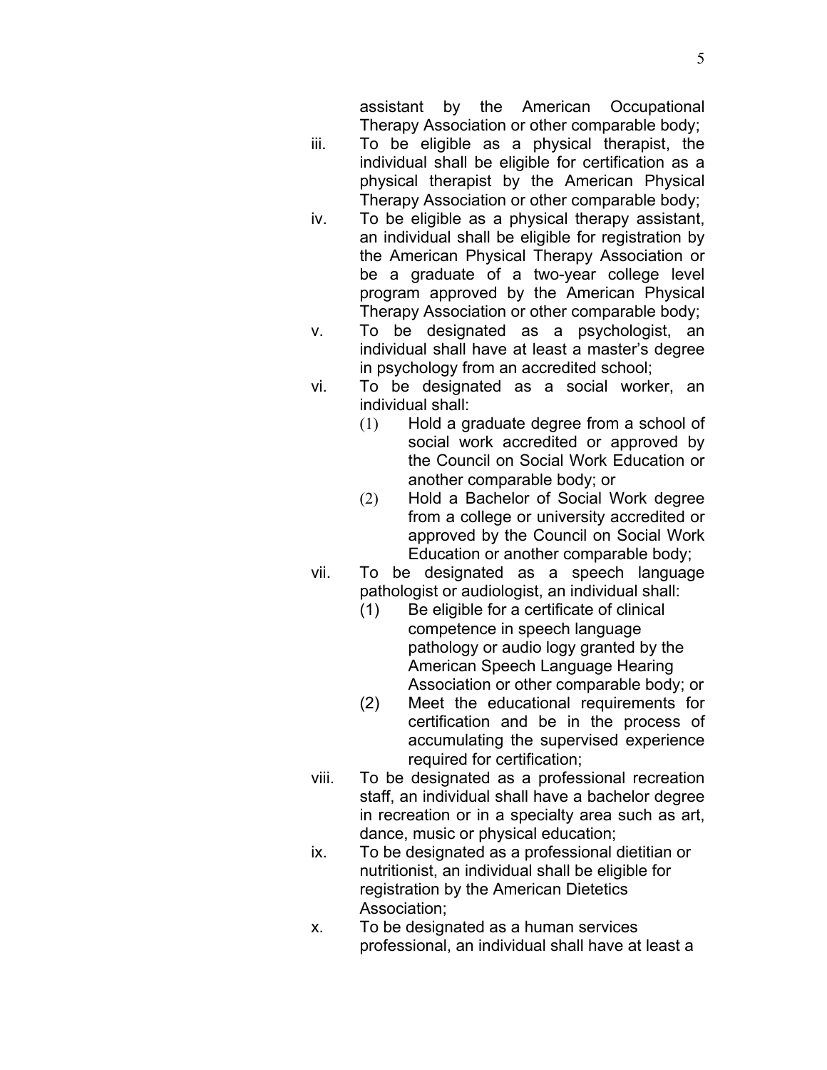assistant by the American Occupational Therapy Association or other comparable body;

iii. To be eligible as a physical therapist, the individual shall be eligible for certification as a physical therapist by the American Physical Therapy Association or other comparable body;

iv. To be eligible as a physical therapy assistant, an individual shall be eligible for registration by the American Physical Therapy Association or be a graduate of a two-year college level program approved by the American Physical Therapy Association or other comparable body;

v. To be designated as a psychologist, an individual shall have at least a master's degree in psychology from an accredited school;

vi. To be designated as a social worker, an individual shall:

   (1) Hold a graduate degree from a school of social work accredited or approved by the Council on Social Work Education or another comparable body; or

   (2) Hold a Bachelor of Social Work degree from a college or university accredited or approved by the Council on Social Work Education or another comparable body;

vii. To be designated as a speech language pathologist or audiologist, an individual shall:

   (1) Be eligible for a certificate of clinical competence in speech language pathology or audio logy granted by the American Speech Language Hearing Association or other comparable body; or

   (2) Meet the educational requirements for certification and be in the process of accumulating the supervised experience required for certification;

viii. To be designated as a professional recreation staff, an individual shall have a bachelor degree in recreation or in a specialty area such as art, dance, music or physical education;

ix. To be designated as a professional dietitian or nutritionist, an individual shall be eligible for registration by the American Dietetics Association;

x. To be designated as a human services professional, an individual shall have at least a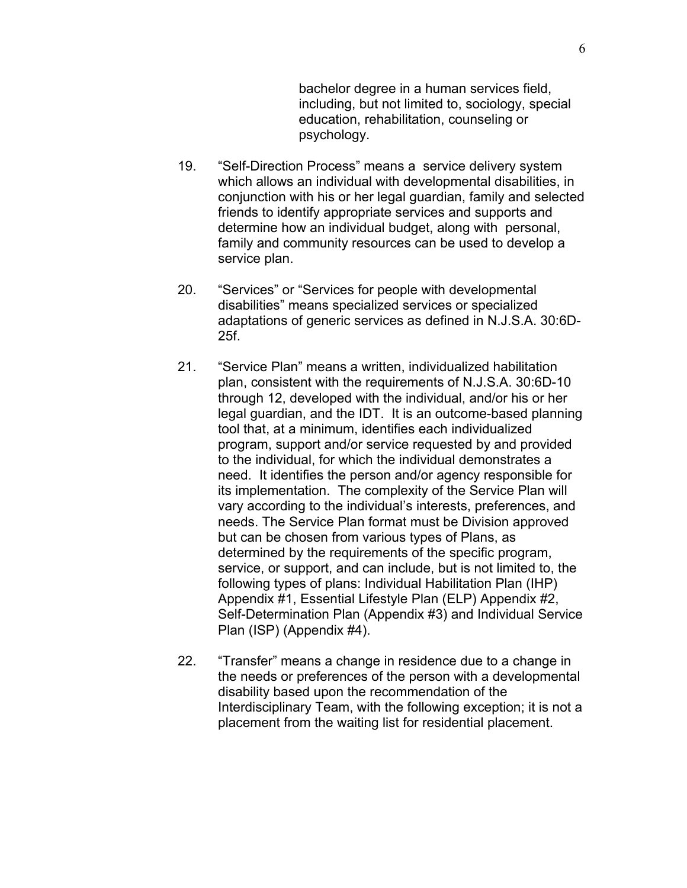bachelor degree in a human services field, including, but not limited to, sociology, special education, rehabilitation, counseling or psychology.

19. "Self-Direction Process" means a service delivery system which allows an individual with developmental disabilities, in conjunction with his or her legal guardian, family and selected friends to identify appropriate services and supports and determine how an individual budget, along with personal, family and community resources can be used to develop a service plan.

20. "Services" or "Services for people with developmental disabilities" means specialized services or specialized adaptations of generic services as defined in N.J.S.A. 30:6D-25f.

21. "Service Plan" means a written, individualized habilitation plan, consistent with the requirements of N.J.S.A. 30:6D-10 through 12, developed with the individual, and/or his or her legal guardian, and the IDT. It is an outcome-based planning tool that, at a minimum, identifies each individualized program, support and/or service requested by and provided to the individual, for which the individual demonstrates a need. It identifies the person and/or agency responsible for its implementation. The complexity of the Service Plan will vary according to the individual's interests, preferences, and needs. The Service Plan format must be Division approved but can be chosen from various types of Plans, as determined by the requirements of the specific program, service, or support, and can include, but is not limited to, the following types of plans: Individual Habilitation Plan (IHP) Appendix #1, Essential Lifestyle Plan (ELP) Appendix #2, Self-Determination Plan (Appendix #3) and Individual Service Plan (ISP) (Appendix #4).

22. "Transfer" means a change in residence due to a change in the needs or preferences of the person with a developmental disability based upon the recommendation of the Interdisciplinary Team, with the following exception; it is not a placement from the waiting list for residential placement.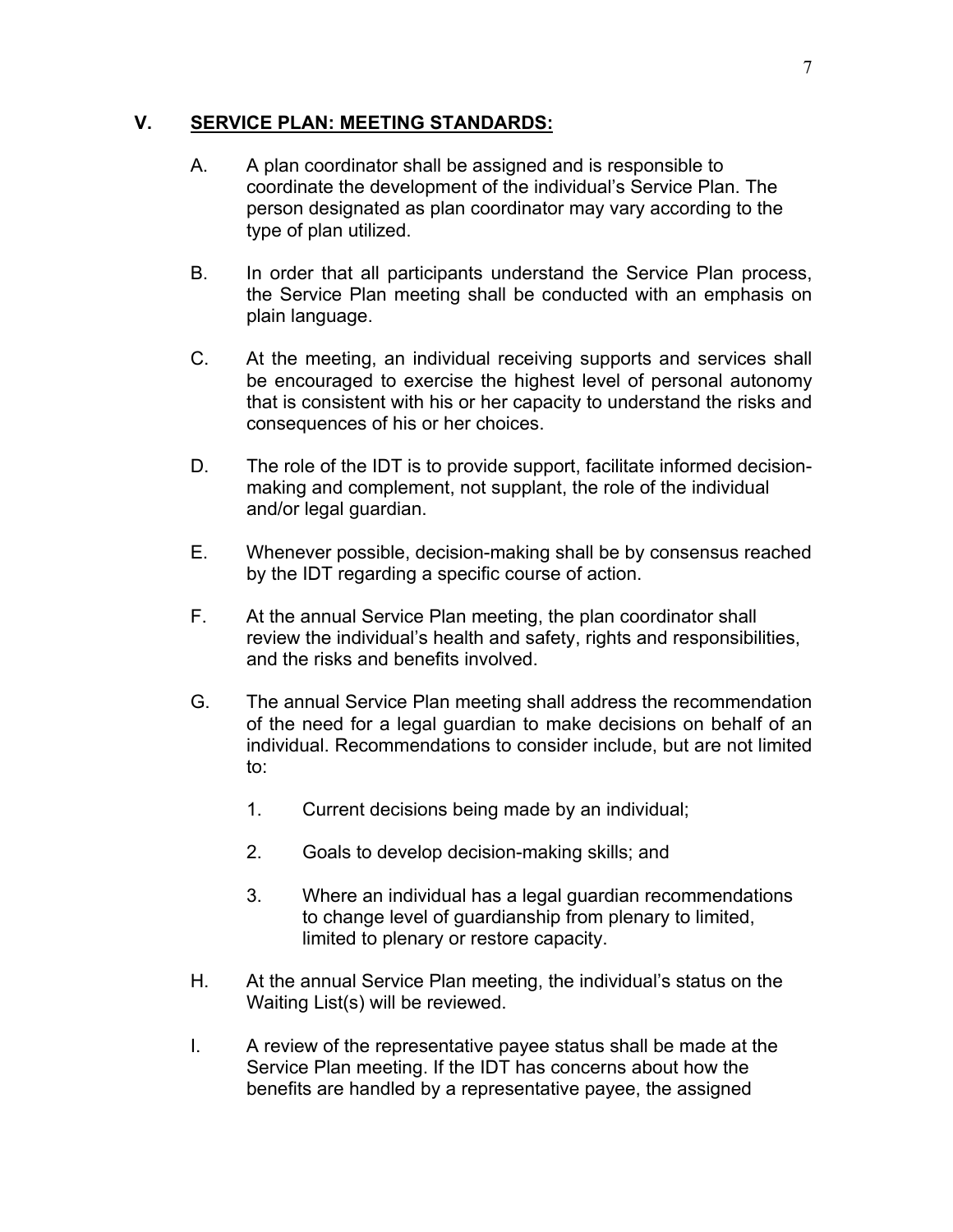## V. SERVICE PLAN: MEETING STANDARDS:

A. A plan coordinator shall be assigned and is responsible to coordinate the development of the individual's Service Plan. The person designated as plan coordinator may vary according to the type of plan utilized.

B. In order that all participants understand the Service Plan process, the Service Plan meeting shall be conducted with an emphasis on plain language.

C. At the meeting, an individual receiving supports and services shall be encouraged to exercise the highest level of personal autonomy that is consistent with his or her capacity to understand the risks and consequences of his or her choices.

D. The role of the IDT is to provide support, facilitate informed decision-making and complement, not supplant, the role of the individual and/or legal guardian.

E. Whenever possible, decision-making shall be by consensus reached by the IDT regarding a specific course of action.

F. At the annual Service Plan meeting, the plan coordinator shall review the individual's health and safety, rights and responsibilities, and the risks and benefits involved.

G. The annual Service Plan meeting shall address the recommendation of the need for a legal guardian to make decisions on behalf of an individual. Recommendations to consider include, but are not limited to:

   1. Current decisions being made by an individual;

   2. Goals to develop decision-making skills; and

   3. Where an individual has a legal guardian recommendations to change level of guardianship from plenary to limited, limited to plenary or restore capacity.

H. At the annual Service Plan meeting, the individual's status on the Waiting List(s) will be reviewed.

I. A review of the representative payee status shall be made at the Service Plan meeting. If the IDT has concerns about how the benefits are handled by a representative payee, the assigned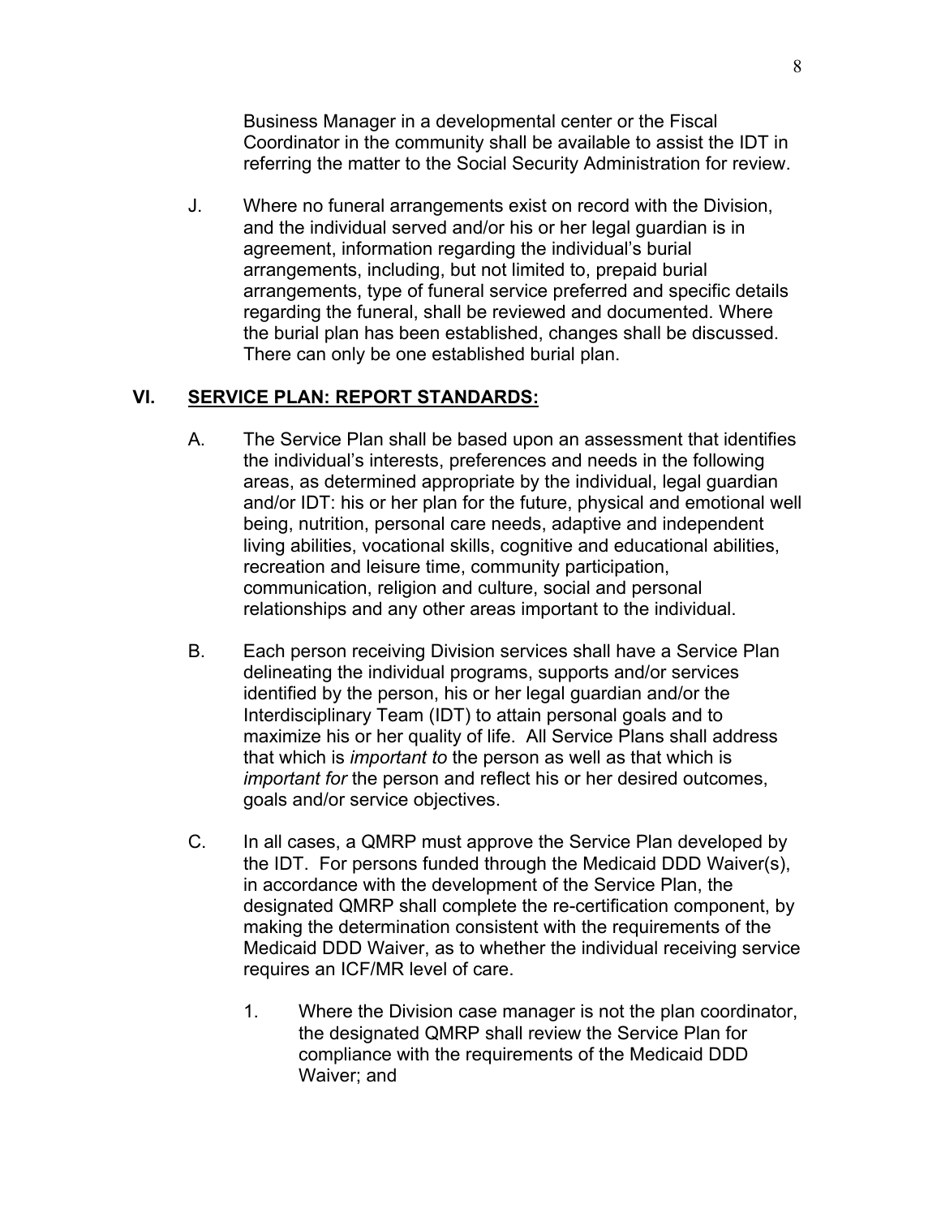Business Manager in a developmental center or the Fiscal Coordinator in the community shall be available to assist the IDT in referring the matter to the Social Security Administration for review.

J. Where no funeral arrangements exist on record with the Division, and the individual served and/or his or her legal guardian is in agreement, information regarding the individual's burial arrangements, including, but not limited to, prepaid burial arrangements, type of funeral service preferred and specific details regarding the funeral, shall be reviewed and documented. Where the burial plan has been established, changes shall be discussed. There can only be one established burial plan.

## VI. SERVICE PLAN: REPORT STANDARDS:

A. The Service Plan shall be based upon an assessment that identifies the individual's interests, preferences and needs in the following areas, as determined appropriate by the individual, legal guardian and/or IDT: his or her plan for the future, physical and emotional well being, nutrition, personal care needs, adaptive and independent living abilities, vocational skills, cognitive and educational abilities, recreation and leisure time, community participation, communication, religion and culture, social and personal relationships and any other areas important to the individual.

B. Each person receiving Division services shall have a Service Plan delineating the individual programs, supports and/or services identified by the person, his or her legal guardian and/or the Interdisciplinary Team (IDT) to attain personal goals and to maximize his or her quality of life. All Service Plans shall address that which is *important to* the person as well as that which is *important for* the person and reflect his or her desired outcomes, goals and/or service objectives.

C. In all cases, a QMRP must approve the Service Plan developed by the IDT. For persons funded through the Medicaid DDD Waiver(s), in accordance with the development of the Service Plan, the designated QMRP shall complete the re-certification component, by making the determination consistent with the requirements of the Medicaid DDD Waiver, as to whether the individual receiving service requires an ICF/MR level of care.

1. Where the Division case manager is not the plan coordinator, the designated QMRP shall review the Service Plan for compliance with the requirements of the Medicaid DDD Waiver; and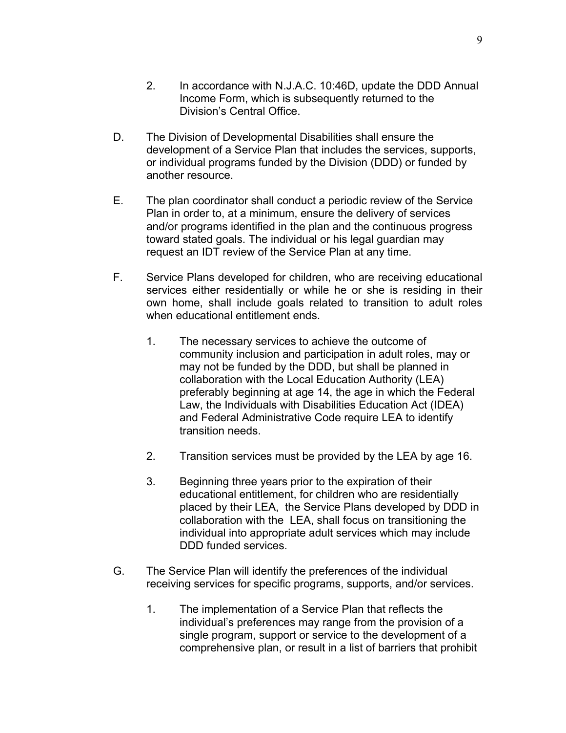2. In accordance with N.J.A.C. 10:46D, update the DDD Annual Income Form, which is subsequently returned to the Division's Central Office.

D. The Division of Developmental Disabilities shall ensure the development of a Service Plan that includes the services, supports, or individual programs funded by the Division (DDD) or funded by another resource.

E. The plan coordinator shall conduct a periodic review of the Service Plan in order to, at a minimum, ensure the delivery of services and/or programs identified in the plan and the continuous progress toward stated goals. The individual or his legal guardian may request an IDT review of the Service Plan at any time.

F. Service Plans developed for children, who are receiving educational services either residentially or while he or she is residing in their own home, shall include goals related to transition to adult roles when educational entitlement ends.

   1. The necessary services to achieve the outcome of community inclusion and participation in adult roles, may or may not be funded by the DDD, but shall be planned in collaboration with the Local Education Authority (LEA) preferably beginning at age 14, the age in which the Federal Law, the Individuals with Disabilities Education Act (IDEA) and Federal Administrative Code require LEA to identify transition needs.

   2. Transition services must be provided by the LEA by age 16.

   3. Beginning three years prior to the expiration of their educational entitlement, for children who are residentially placed by their LEA, the Service Plans developed by DDD in collaboration with the LEA, shall focus on transitioning the individual into appropriate adult services which may include DDD funded services.

G. The Service Plan will identify the preferences of the individual receiving services for specific programs, supports, and/or services.

   1. The implementation of a Service Plan that reflects the individual's preferences may range from the provision of a single program, support or service to the development of a comprehensive plan, or result in a list of barriers that prohibit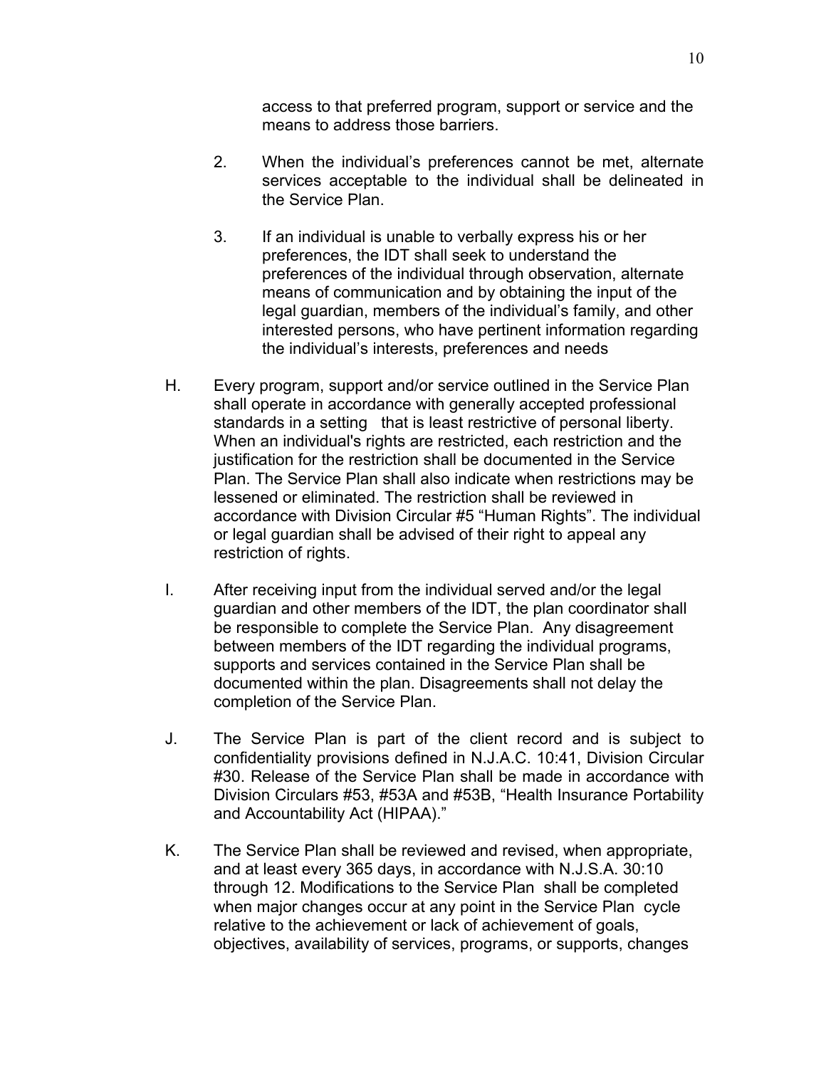access to that preferred program, support or service and the means to address those barriers.

2. When the individual's preferences cannot be met, alternate services acceptable to the individual shall be delineated in the Service Plan.

3. If an individual is unable to verbally express his or her preferences, the IDT shall seek to understand the preferences of the individual through observation, alternate means of communication and by obtaining the input of the legal guardian, members of the individual's family, and other interested persons, who have pertinent information regarding the individual's interests, preferences and needs

H. Every program, support and/or service outlined in the Service Plan shall operate in accordance with generally accepted professional standards in a setting that is least restrictive of personal liberty. When an individual's rights are restricted, each restriction and the justification for the restriction shall be documented in the Service Plan. The Service Plan shall also indicate when restrictions may be lessened or eliminated. The restriction shall be reviewed in accordance with Division Circular #5 "Human Rights". The individual or legal guardian shall be advised of their right to appeal any restriction of rights.

I. After receiving input from the individual served and/or the legal guardian and other members of the IDT, the plan coordinator shall be responsible to complete the Service Plan. Any disagreement between members of the IDT regarding the individual programs, supports and services contained in the Service Plan shall be documented within the plan. Disagreements shall not delay the completion of the Service Plan.

J. The Service Plan is part of the client record and is subject to confidentiality provisions defined in N.J.A.C. 10:41, Division Circular #30. Release of the Service Plan shall be made in accordance with Division Circulars #53, #53A and #53B, "Health Insurance Portability and Accountability Act (HIPAA)."

K. The Service Plan shall be reviewed and revised, when appropriate, and at least every 365 days, in accordance with N.J.S.A. 30:10 through 12. Modifications to the Service Plan shall be completed when major changes occur at any point in the Service Plan cycle relative to the achievement or lack of achievement of goals, objectives, availability of services, programs, or supports, changes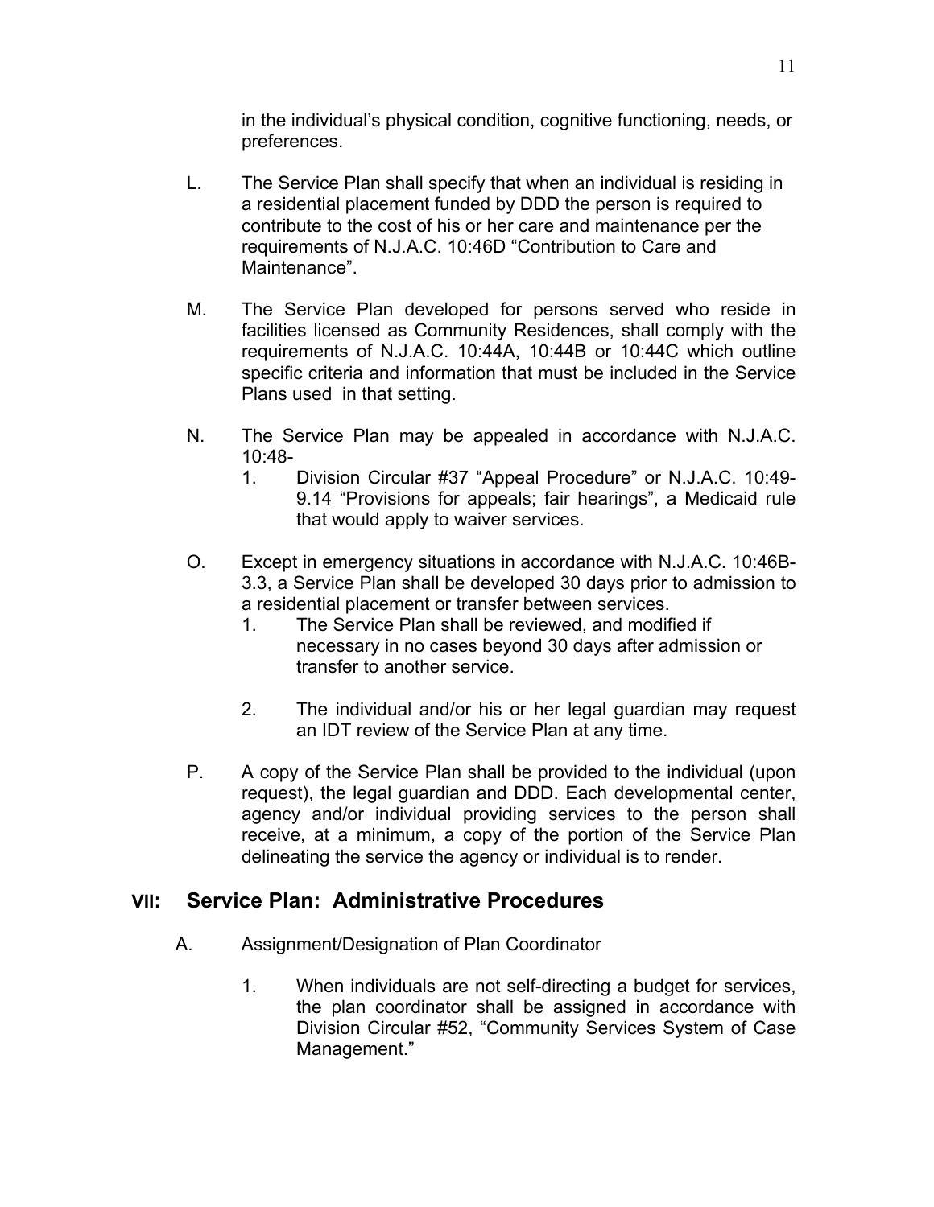in the individual's physical condition, cognitive functioning, needs, or preferences.

L. The Service Plan shall specify that when an individual is residing in a residential placement funded by DDD the person is required to contribute to the cost of his or her care and maintenance per the requirements of N.J.A.C. 10:46D "Contribution to Care and Maintenance".

M. The Service Plan developed for persons served who reside in facilities licensed as Community Residences, shall comply with the requirements of N.J.A.C. 10:44A, 10:44B or 10:44C which outline specific criteria and information that must be included in the Service Plans used in that setting.

N. The Service Plan may be appealed in accordance with N.J.A.C. 10:48-
   1. Division Circular #37 "Appeal Procedure" or N.J.A.C. 10:49-9.14 "Provisions for appeals; fair hearings", a Medicaid rule that would apply to waiver services.

O. Except in emergency situations in accordance with N.J.A.C. 10:46B-3.3, a Service Plan shall be developed 30 days prior to admission to a residential placement or transfer between services.
   1. The Service Plan shall be reviewed, and modified if necessary in no cases beyond 30 days after admission or transfer to another service.
   2. The individual and/or his or her legal guardian may request an IDT review of the Service Plan at any time.

P. A copy of the Service Plan shall be provided to the individual (upon request), the legal guardian and DDD. Each developmental center, agency and/or individual providing services to the person shall receive, at a minimum, a copy of the portion of the Service Plan delineating the service the agency or individual is to render.

## VII: Service Plan: Administrative Procedures

A. Assignment/Designation of Plan Coordinator

   1. When individuals are not self-directing a budget for services, the plan coordinator shall be assigned in accordance with Division Circular #52, "Community Services System of Case Management."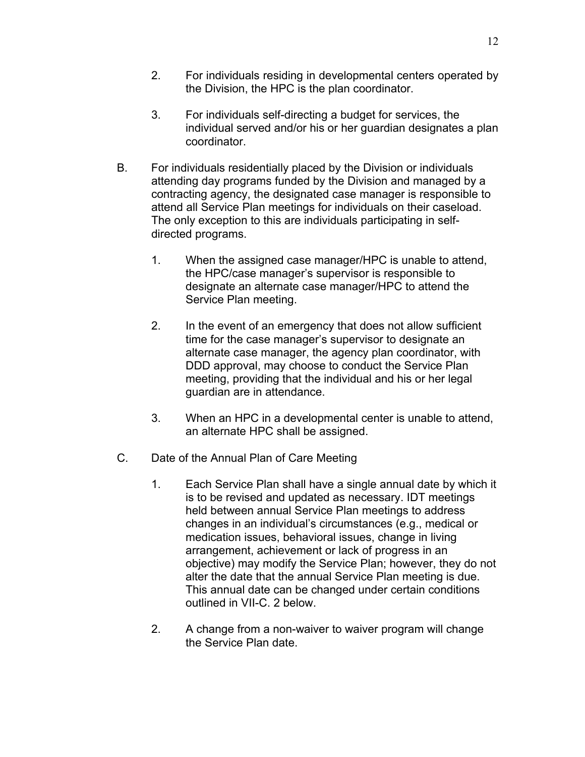2. For individuals residing in developmental centers operated by the Division, the HPC is the plan coordinator.

3. For individuals self-directing a budget for services, the individual served and/or his or her guardian designates a plan coordinator.

B. For individuals residentially placed by the Division or individuals attending day programs funded by the Division and managed by a contracting agency, the designated case manager is responsible to attend all Service Plan meetings for individuals on their caseload. The only exception to this are individuals participating in self-directed programs.

1. When the assigned case manager/HPC is unable to attend, the HPC/case manager's supervisor is responsible to designate an alternate case manager/HPC to attend the Service Plan meeting.

2. In the event of an emergency that does not allow sufficient time for the case manager's supervisor to designate an alternate case manager, the agency plan coordinator, with DDD approval, may choose to conduct the Service Plan meeting, providing that the individual and his or her legal guardian are in attendance.

3. When an HPC in a developmental center is unable to attend, an alternate HPC shall be assigned.

C. Date of the Annual Plan of Care Meeting

1. Each Service Plan shall have a single annual date by which it is to be revised and updated as necessary. IDT meetings held between annual Service Plan meetings to address changes in an individual's circumstances (e.g., medical or medication issues, behavioral issues, change in living arrangement, achievement or lack of progress in an objective) may modify the Service Plan; however, they do not alter the date that the annual Service Plan meeting is due. This annual date can be changed under certain conditions outlined in VII-C. 2 below.

2. A change from a non-waiver to waiver program will change the Service Plan date.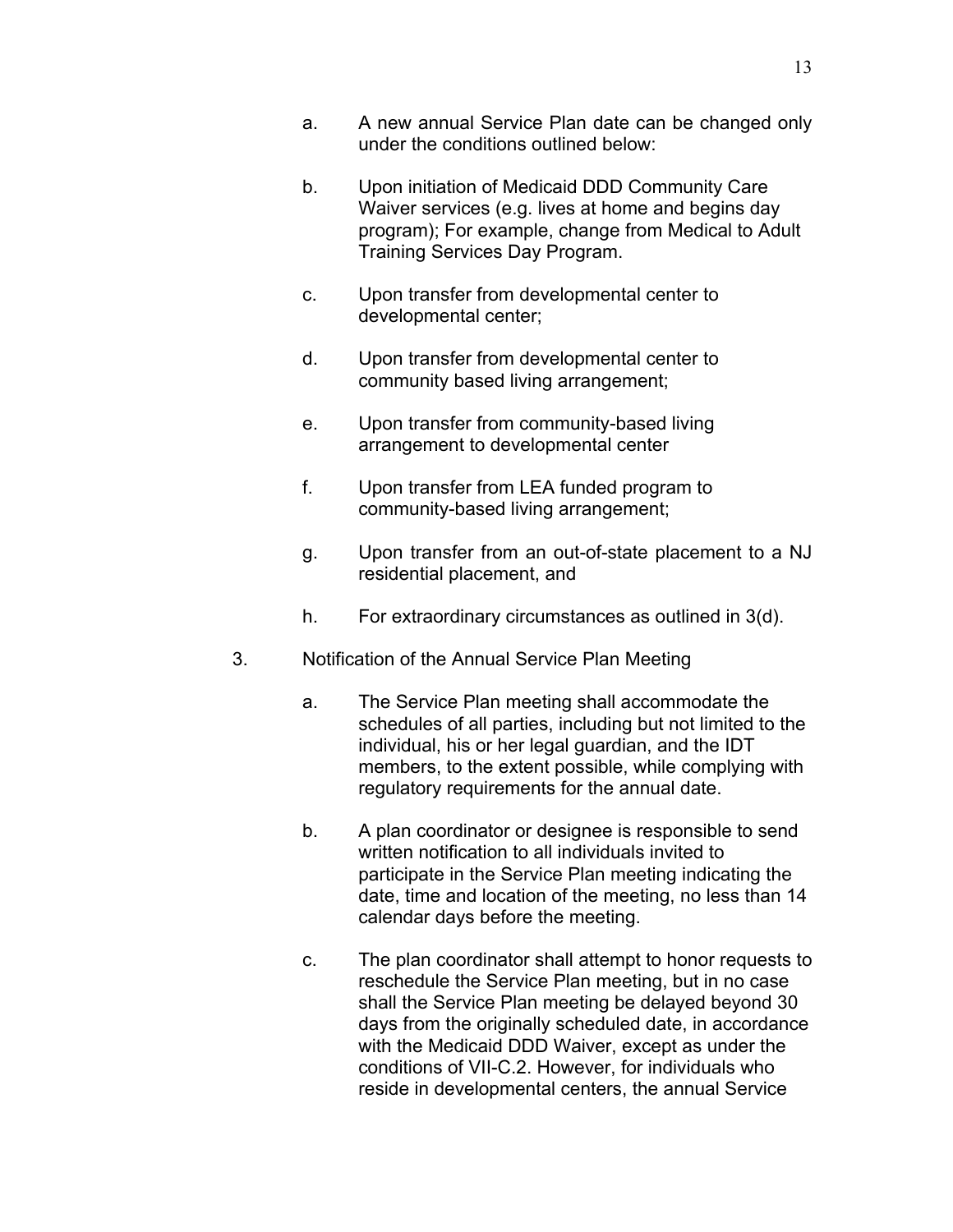a. A new annual Service Plan date can be changed only under the conditions outlined below:

b. Upon initiation of Medicaid DDD Community Care Waiver services (e.g. lives at home and begins day program); For example, change from Medical to Adult Training Services Day Program.

c. Upon transfer from developmental center to developmental center;

d. Upon transfer from developmental center to community based living arrangement;

e. Upon transfer from community-based living arrangement to developmental center

f. Upon transfer from LEA funded program to community-based living arrangement;

g. Upon transfer from an out-of-state placement to a NJ residential placement, and

h. For extraordinary circumstances as outlined in 3(d).

3. Notification of the Annual Service Plan Meeting

   a. The Service Plan meeting shall accommodate the schedules of all parties, including but not limited to the individual, his or her legal guardian, and the IDT members, to the extent possible, while complying with regulatory requirements for the annual date.

   b. A plan coordinator or designee is responsible to send written notification to all individuals invited to participate in the Service Plan meeting indicating the date, time and location of the meeting, no less than 14 calendar days before the meeting.

   c. The plan coordinator shall attempt to honor requests to reschedule the Service Plan meeting, but in no case shall the Service Plan meeting be delayed beyond 30 days from the originally scheduled date, in accordance with the Medicaid DDD Waiver, except as under the conditions of VII-C.2. However, for individuals who reside in developmental centers, the annual Service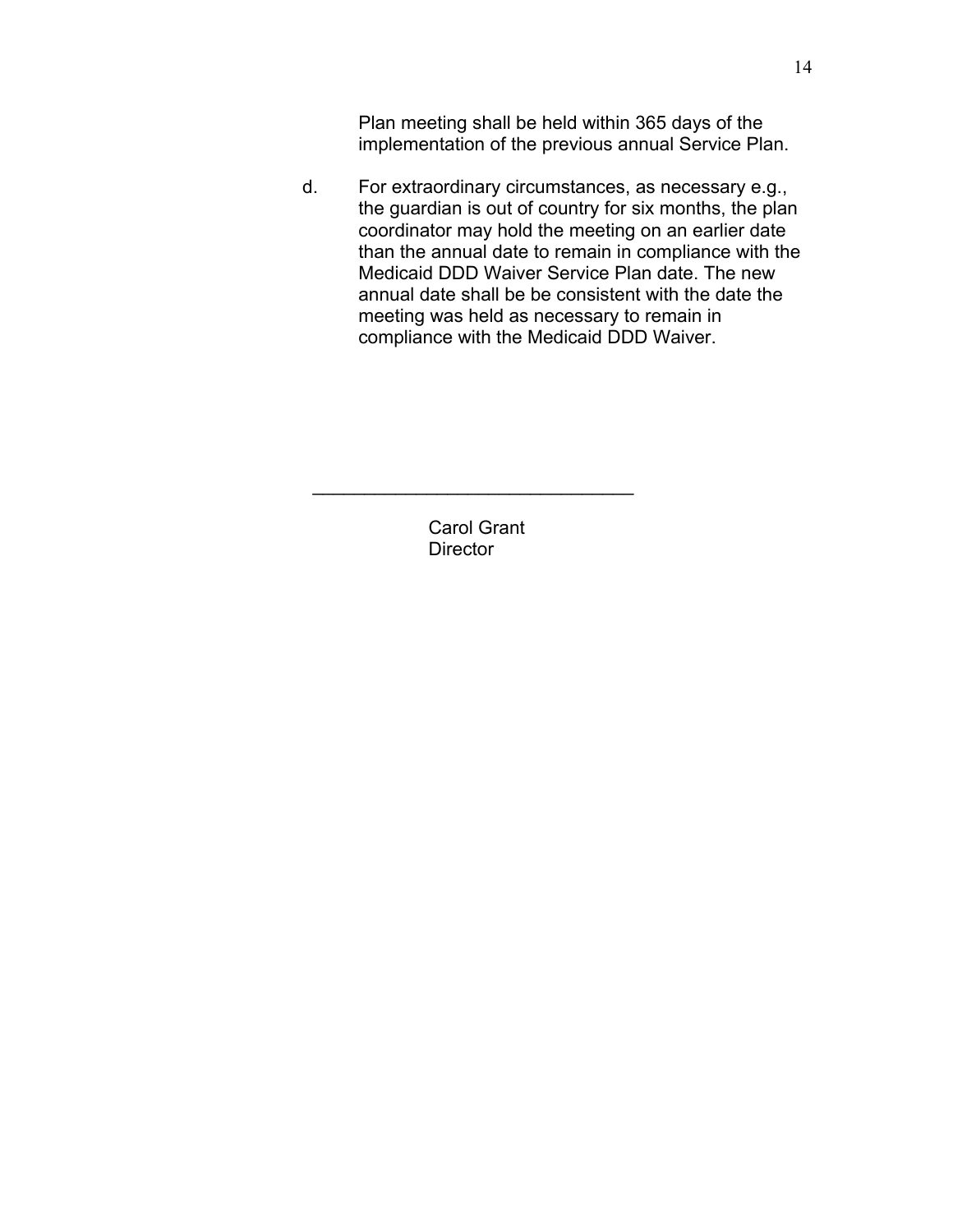Plan meeting shall be held within 365 days of the implementation of the previous annual Service Plan.

d. For extraordinary circumstances, as necessary e.g., the guardian is out of country for six months, the plan coordinator may hold the meeting on an earlier date than the annual date to remain in compliance with the Medicaid DDD Waiver Service Plan date. The new annual date shall be be consistent with the date the meeting was held as necessary to remain in compliance with the Medicaid DDD Waiver.

\_\_\_\_\_\_\_\_\_\_\_\_\_\_\_\_\_\_\_\_\_\_\_\_\_\_\_\_\_\_\_\_

Carol Grant
Director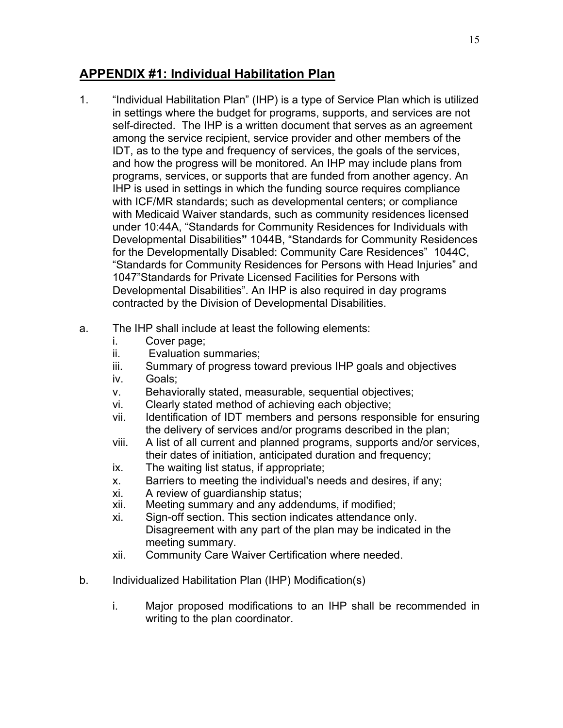## APPENDIX #1: Individual Habilitation Plan

1. "Individual Habilitation Plan" (IHP) is a type of Service Plan which is utilized in settings where the budget for programs, supports, and services are not self-directed. The IHP is a written document that serves as an agreement among the service recipient, service provider and other members of the IDT, as to the type and frequency of services, the goals of the services, and how the progress will be monitored. An IHP may include plans from programs, services, or supports that are funded from another agency. An IHP is used in settings in which the funding source requires compliance with ICF/MR standards; such as developmental centers; or compliance with Medicaid Waiver standards, such as community residences licensed under 10:44A, "Standards for Community Residences for Individuals with Developmental Disabilities**"** 1044B, "Standards for Community Residences for the Developmentally Disabled: Community Care Residences" 1044C, "Standards for Community Residences for Persons with Head Injuries" and 1047"Standards for Private Licensed Facilities for Persons with Developmental Disabilities". An IHP is also required in day programs contracted by the Division of Developmental Disabilities.

a. The IHP shall include at least the following elements:
   - i. Cover page;
   - ii. Evaluation summaries;
   - iii. Summary of progress toward previous IHP goals and objectives
   - iv. Goals;
   - v. Behaviorally stated, measurable, sequential objectives;
   - vi. Clearly stated method of achieving each objective;
   - vii. Identification of IDT members and persons responsible for ensuring the delivery of services and/or programs described in the plan;
   - viii. A list of all current and planned programs, supports and/or services, their dates of initiation, anticipated duration and frequency;
   - ix. The waiting list status, if appropriate;
   - x. Barriers to meeting the individual's needs and desires, if any;
   - xi. A review of guardianship status;
   - xii. Meeting summary and any addendums, if modified;
   - xi. Sign-off section. This section indicates attendance only. Disagreement with any part of the plan may be indicated in the meeting summary.
   - xii. Community Care Waiver Certification where needed.

b. Individualized Habilitation Plan (IHP) Modification(s)

   - i. Major proposed modifications to an IHP shall be recommended in writing to the plan coordinator.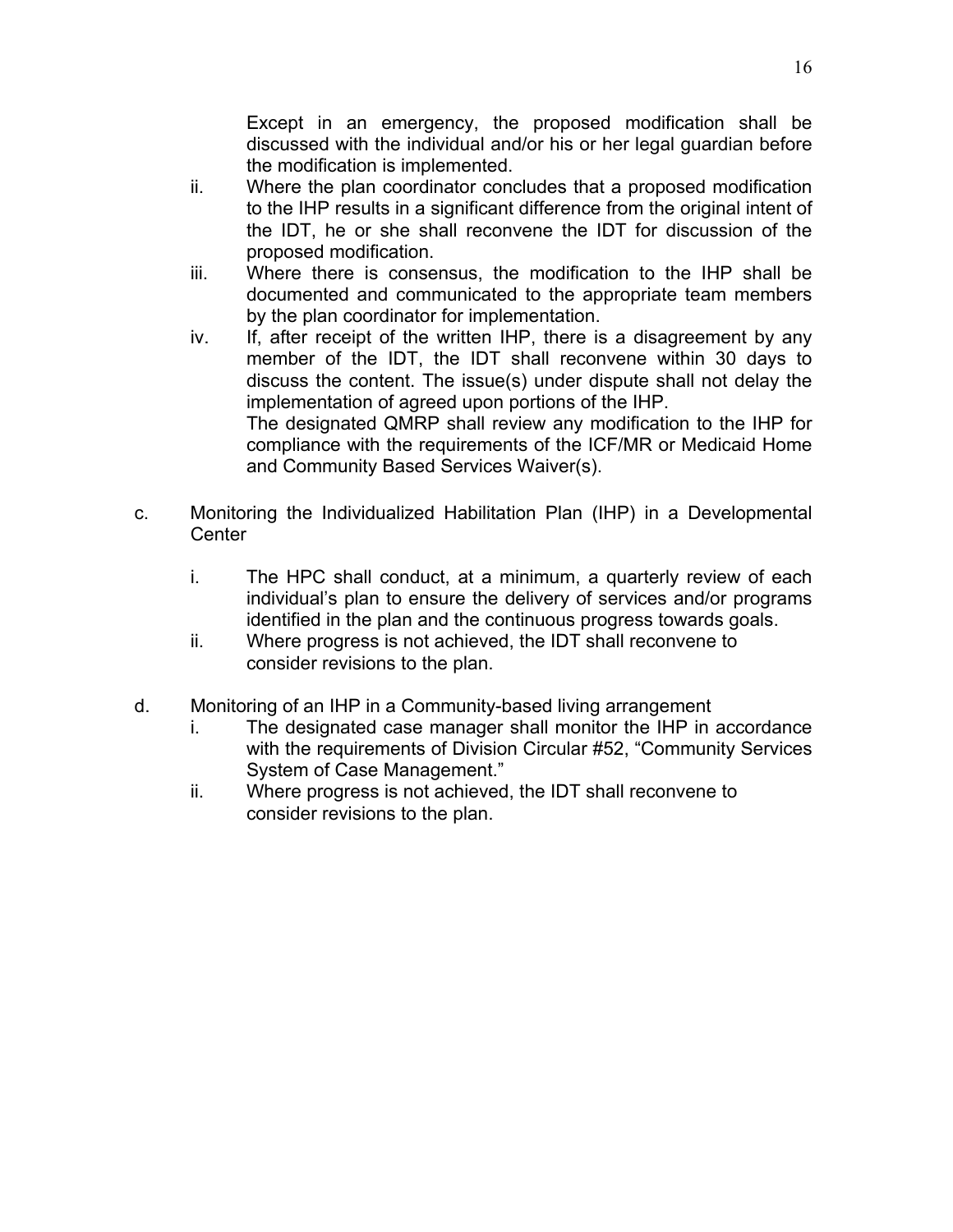Except in an emergency, the proposed modification shall be discussed with the individual and/or his or her legal guardian before the modification is implemented.

ii. Where the plan coordinator concludes that a proposed modification to the IHP results in a significant difference from the original intent of the IDT, he or she shall reconvene the IDT for discussion of the proposed modification.

iii. Where there is consensus, the modification to the IHP shall be documented and communicated to the appropriate team members by the plan coordinator for implementation.

iv. If, after receipt of the written IHP, there is a disagreement by any member of the IDT, the IDT shall reconvene within 30 days to discuss the content. The issue(s) under dispute shall not delay the implementation of agreed upon portions of the IHP.

The designated QMRP shall review any modification to the IHP for compliance with the requirements of the ICF/MR or Medicaid Home and Community Based Services Waiver(s).

c. Monitoring the Individualized Habilitation Plan (IHP) in a Developmental Center

i. The HPC shall conduct, at a minimum, a quarterly review of each individual's plan to ensure the delivery of services and/or programs identified in the plan and the continuous progress towards goals.

ii. Where progress is not achieved, the IDT shall reconvene to consider revisions to the plan.

d. Monitoring of an IHP in a Community-based living arrangement

i. The designated case manager shall monitor the IHP in accordance with the requirements of Division Circular #52, "Community Services System of Case Management."

ii. Where progress is not achieved, the IDT shall reconvene to consider revisions to the plan.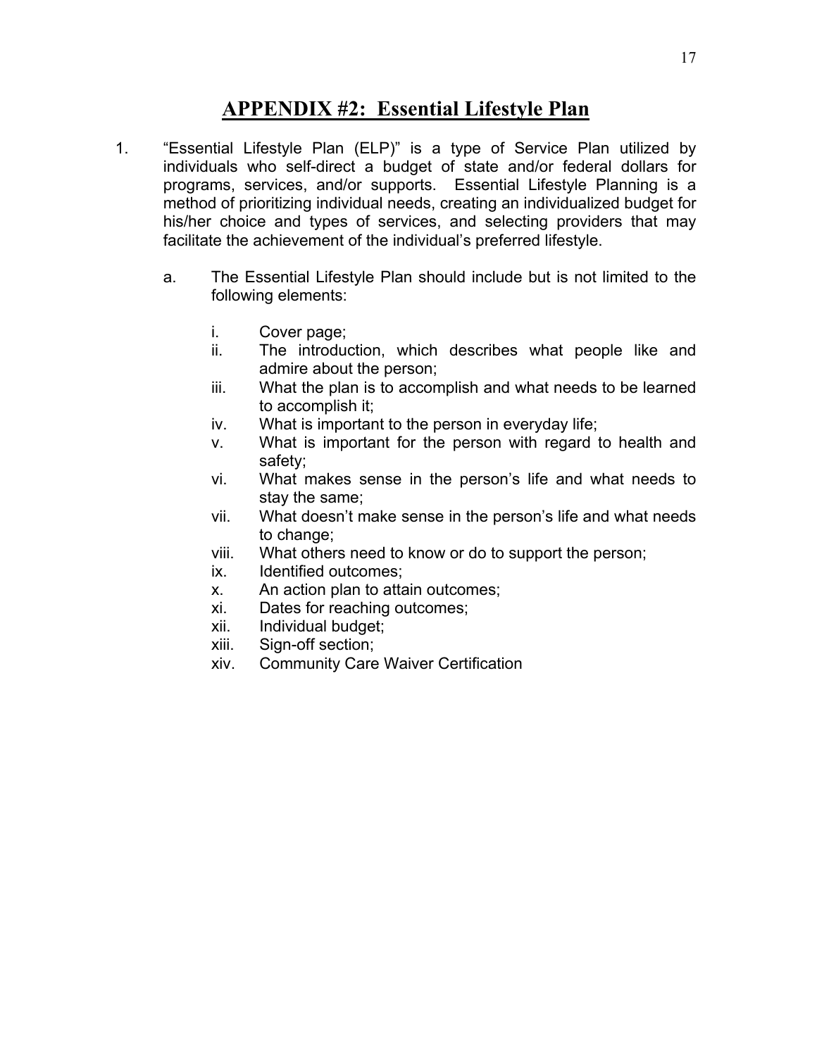# APPENDIX #2: Essential Lifestyle Plan

1. "Essential Lifestyle Plan (ELP)" is a type of Service Plan utilized by individuals who self-direct a budget of state and/or federal dollars for programs, services, and/or supports. Essential Lifestyle Planning is a method of prioritizing individual needs, creating an individualized budget for his/her choice and types of services, and selecting providers that may facilitate the achievement of the individual's preferred lifestyle.

   a. The Essential Lifestyle Plan should include but is not limited to the following elements:

      i. Cover page;
      ii. The introduction, which describes what people like and admire about the person;
      iii. What the plan is to accomplish and what needs to be learned to accomplish it;
      iv. What is important to the person in everyday life;
      v. What is important for the person with regard to health and safety;
      vi. What makes sense in the person's life and what needs to stay the same;
      vii. What doesn't make sense in the person's life and what needs to change;
      viii. What others need to know or do to support the person;
      ix. Identified outcomes;
      x. An action plan to attain outcomes;
      xi. Dates for reaching outcomes;
      xii. Individual budget;
      xiii. Sign-off section;
      xiv. Community Care Waiver Certification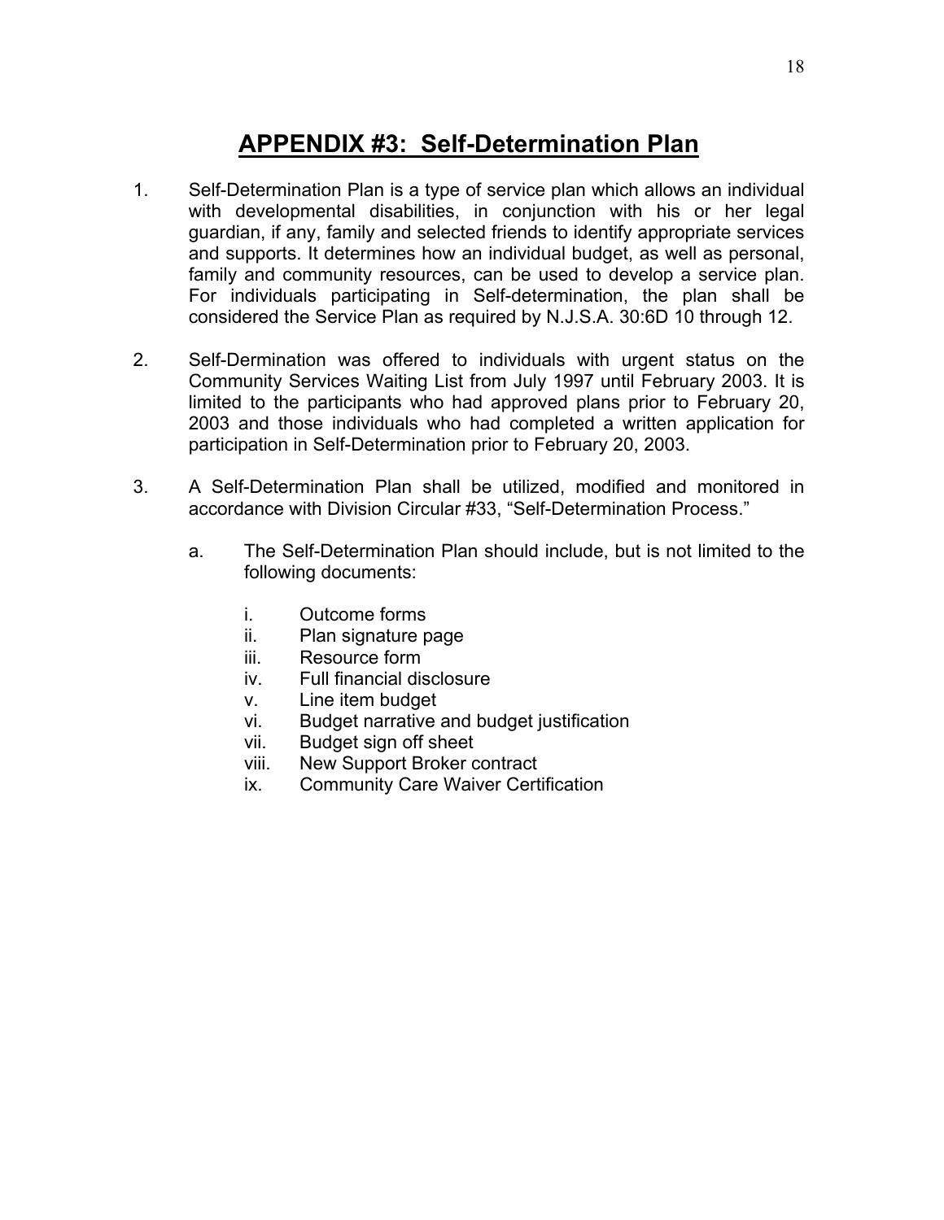# APPENDIX #3: Self-Determination Plan

1. Self-Determination Plan is a type of service plan which allows an individual with developmental disabilities, in conjunction with his or her legal guardian, if any, family and selected friends to identify appropriate services and supports. It determines how an individual budget, as well as personal, family and community resources, can be used to develop a service plan. For individuals participating in Self-determination, the plan shall be considered the Service Plan as required by N.J.S.A. 30:6D 10 through 12.

2. Self-Dermination was offered to individuals with urgent status on the Community Services Waiting List from July 1997 until February 2003. It is limited to the participants who had approved plans prior to February 20, 2003 and those individuals who had completed a written application for participation in Self-Determination prior to February 20, 2003.

3. A Self-Determination Plan shall be utilized, modified and monitored in accordance with Division Circular #33, "Self-Determination Process."

   a. The Self-Determination Plan should include, but is not limited to the following documents:

      i. Outcome forms
      ii. Plan signature page
      iii. Resource form
      iv. Full financial disclosure
      v. Line item budget
      vi. Budget narrative and budget justification
      vii. Budget sign off sheet
      viii. New Support Broker contract
      ix. Community Care Waiver Certification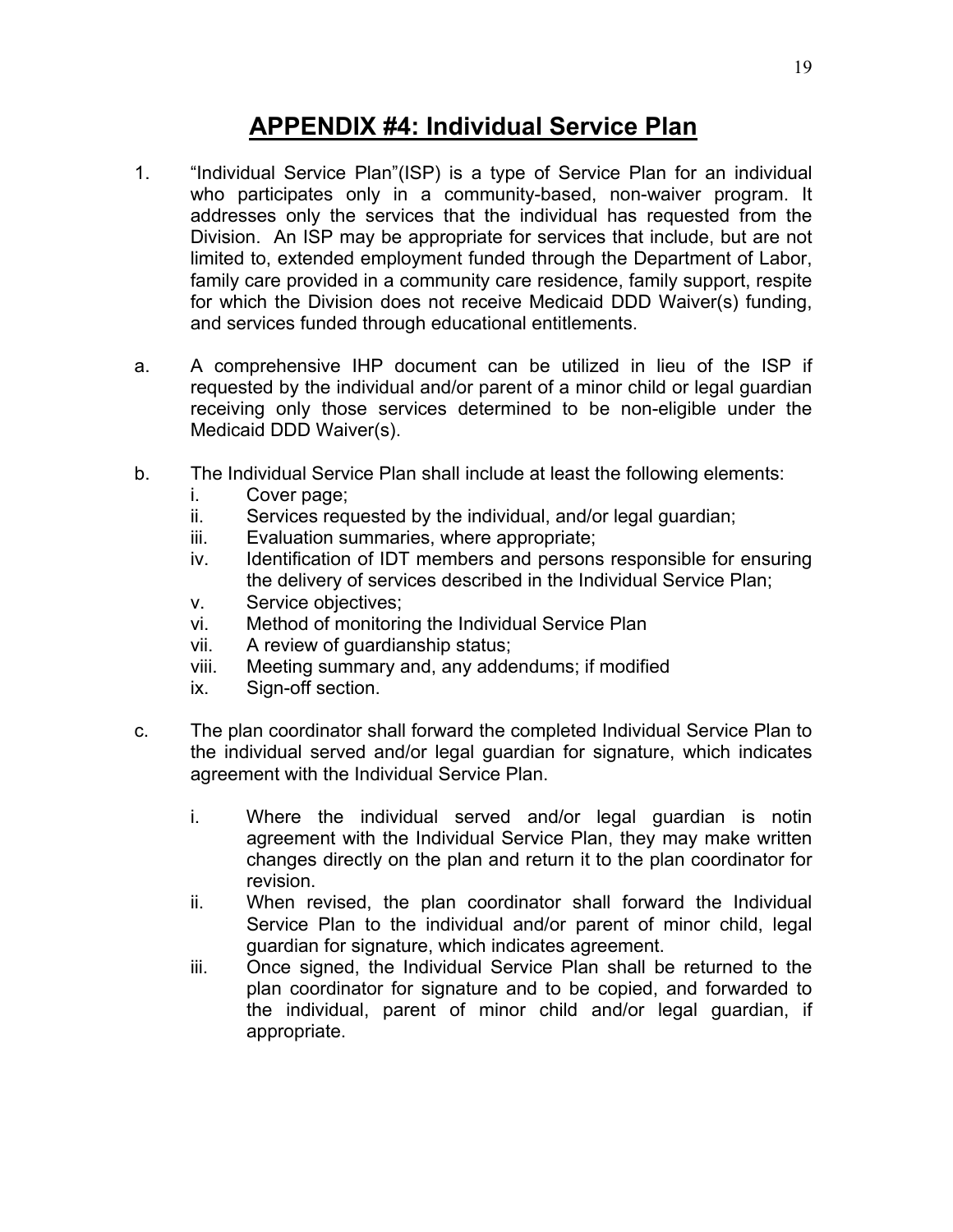# APPENDIX #4: Individual Service Plan

1. "Individual Service Plan"(ISP) is a type of Service Plan for an individual who participates only in a community-based, non-waiver program. It addresses only the services that the individual has requested from the Division. An ISP may be appropriate for services that include, but are not limited to, extended employment funded through the Department of Labor, family care provided in a community care residence, family support, respite for which the Division does not receive Medicaid DDD Waiver(s) funding, and services funded through educational entitlements.

a. A comprehensive IHP document can be utilized in lieu of the ISP if requested by the individual and/or parent of a minor child or legal guardian receiving only those services determined to be non-eligible under the Medicaid DDD Waiver(s).

b. The Individual Service Plan shall include at least the following elements:
   - i. Cover page;
   - ii. Services requested by the individual, and/or legal guardian;
   - iii. Evaluation summaries, where appropriate;
   - iv. Identification of IDT members and persons responsible for ensuring the delivery of services described in the Individual Service Plan;
   - v. Service objectives;
   - vi. Method of monitoring the Individual Service Plan
   - vii. A review of guardianship status;
   - viii. Meeting summary and, any addendums; if modified
   - ix. Sign-off section.

c. The plan coordinator shall forward the completed Individual Service Plan to the individual served and/or legal guardian for signature, which indicates agreement with the Individual Service Plan.

   - i. Where the individual served and/or legal guardian is notin agreement with the Individual Service Plan, they may make written changes directly on the plan and return it to the plan coordinator for revision.
   - ii. When revised, the plan coordinator shall forward the Individual Service Plan to the individual and/or parent of minor child, legal guardian for signature, which indicates agreement.
   - iii. Once signed, the Individual Service Plan shall be returned to the plan coordinator for signature and to be copied, and forwarded to the individual, parent of minor child and/or legal guardian, if appropriate.